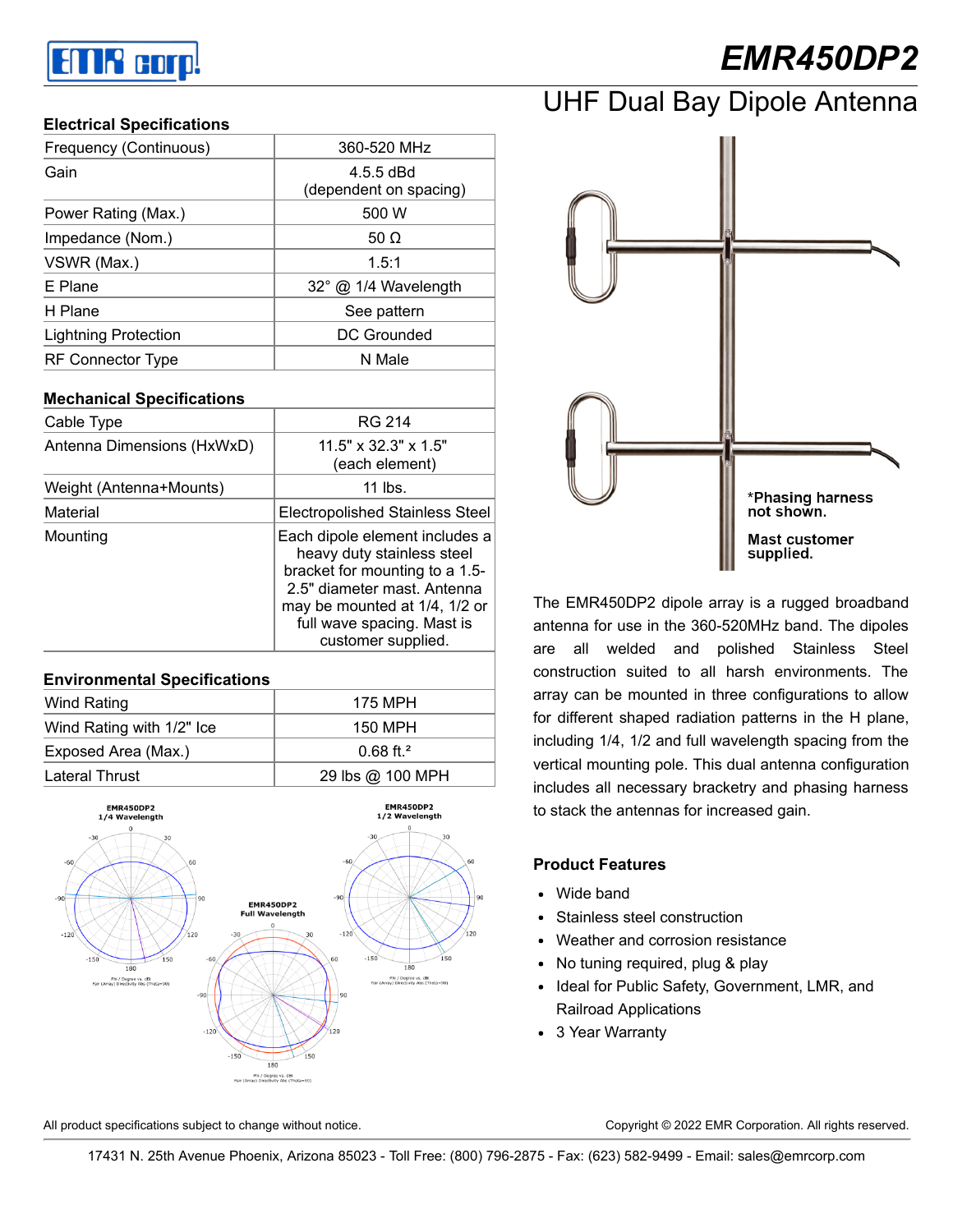# EMR450DP2

## UHF Dual Bay Dipole Antenna

### Electrical Specifications

| Electrical Specifications | |
|---|---|
| Frequency (Continuous) | 360-520 MHz |
| Gain | 4.5.5 dBd (dependent on spacing) |
| Power Rating (Max.) | 500 W |
| Impedance (Nom.) | 50 Ω |
| VSWR (Max.) | 1.5:1 |
| E Plane | 32° @ 1/4 Wavelength |
| H Plane | See pattern |
| Lightning Protection | DC Grounded |
| RF Connector Type | N Male |

### Mechanical Specifications

| Mechanical Specifications | |
|---|---|
| Cable Type | RG 214 |
| Antenna Dimensions (HxWxD) | 11.5" x 32.3" x 1.5" (each element) |
| Weight (Antenna+Mounts) | 11 lbs. |
| Material | Electropolished Stainless Steel |
| Mounting | Each dipole element includes a heavy duty stainless steel bracket for mounting to a 1.5-2.5" diameter mast. Antenna may be mounted at 1/4, 1/2 or full wave spacing. Mast is customer supplied. |

### Environmental Specifications

| Environmental Specifications | |
|---|---|
| Wind Rating | 175 MPH |
| Wind Rating with 1/2" Ice | 150 MPH |
| Exposed Area (Max.) | 0.68 ft.² |
| Lateral Thrust | 29 lbs @ 100 MPH |

EMR450DP2 1/4 Wavelength

EMR450DP2 Full Wavelength

EMR450DP2 1/2 Wavelength

*Phasing harness not shown.

Mast customer supplied.

The EMR450DP2 dipole array is a rugged broadband antenna for use in the 360-520MHz band. The dipoles are all welded and polished Stainless Steel construction suited to all harsh environments. The array can be mounted in three configurations to allow for different shaped radiation patterns in the H plane, including 1/4, 1/2 and full wavelength spacing from the vertical mounting pole. This dual antenna configuration includes all necessary bracketry and phasing harness to stack the antennas for increased gain.

### Product Features

- Wide band
- Stainless steel construction
- Weather and corrosion resistance
- No tuning required, plug & play
- Ideal for Public Safety, Government, LMR, and Railroad Applications
- 3 Year Warranty

All product specifications subject to change without notice.

Copyright © 2022 EMR Corporation. All rights reserved.

17431 N. 25th Avenue Phoenix, Arizona 85023 - Toll Free: (800) 796-2875 - Fax: (623) 582-9499 - Email: sales@emrcorp.com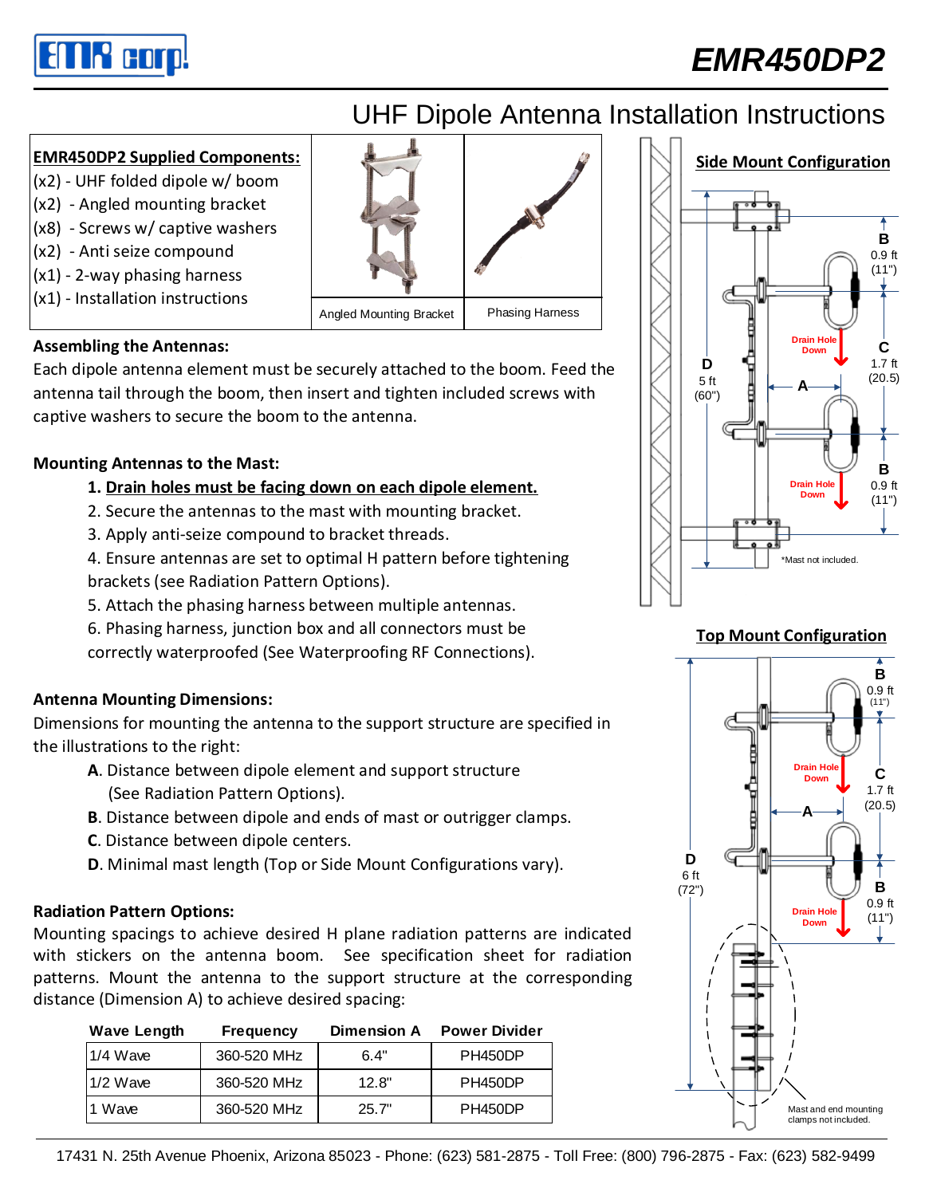# EMR450DP2

## UHF Dipole Antenna Installation Instructions

**EMR450DP2 Supplied Components:**

(x2) - UHF folded dipole w/ boom
(x2) - Angled mounting bracket
(x8) - Screws w/ captive washers
(x2) - Anti seize compound
(x1) - 2-way phasing harness
(x1) - Installation instructions

Angled Mounting Bracket

Phasing Harness

### Assembling the Antennas:

Each dipole antenna element must be securely attached to the boom. Feed the antenna tail through the boom, then insert and tighten included screws with captive washers to secure the boom to the antenna.

### Mounting Antennas to the Mast:

1. **Drain holes must be facing down on each dipole element.**
2. Secure the antennas to the mast with mounting bracket.
3. Apply anti-seize compound to bracket threads.
4. Ensure antennas are set to optimal H pattern before tightening brackets (see Radiation Pattern Options).
5. Attach the phasing harness between multiple antennas.
6. Phasing harness, junction box and all connectors must be correctly waterproofed (See Waterproofing RF Connections).

### Antenna Mounting Dimensions:

Dimensions for mounting the antenna to the support structure are specified in the illustrations to the right:

- **A**. Distance between dipole element and support structure (See Radiation Pattern Options).
- **B**. Distance between dipole and ends of mast or outrigger clamps.
- **C**. Distance between dipole centers.
- **D**. Minimal mast length (Top or Side Mount Configurations vary).

### Radiation Pattern Options:

Mounting spacings to achieve desired H plane radiation patterns are indicated with stickers on the antenna boom. See specification sheet for radiation patterns. Mount the antenna to the support structure at the corresponding distance (Dimension A) to achieve desired spacing:

| Wave Length | Frequency | Dimension A | Power Divider |
|---|---|---|---|
| 1/4 Wave | 360-520 MHz | 6.4" | PH450DP |
| 1/2 Wave | 360-520 MHz | 12.8" | PH450DP |
| 1 Wave | 360-520 MHz | 25.7" | PH450DP |

**Side Mount Configuration**

B 0.9 ft (11")
C 1.7 ft (20.5)
B 0.9 ft (11")
D 5 ft (60")
A
Drain Hole Down
*Mast not included.

**Top Mount Configuration**

B 0.9 ft (11")
C 1.7 ft (20.5)
B 0.9 ft (11")
D 6 ft (72")
A
Drain Hole Down
Mast and end mounting clamps not included.

17431 N. 25th Avenue Phoenix, Arizona 85023 - Phone: (623) 581-2875 - Toll Free: (800) 796-2875 - Fax: (623) 582-9499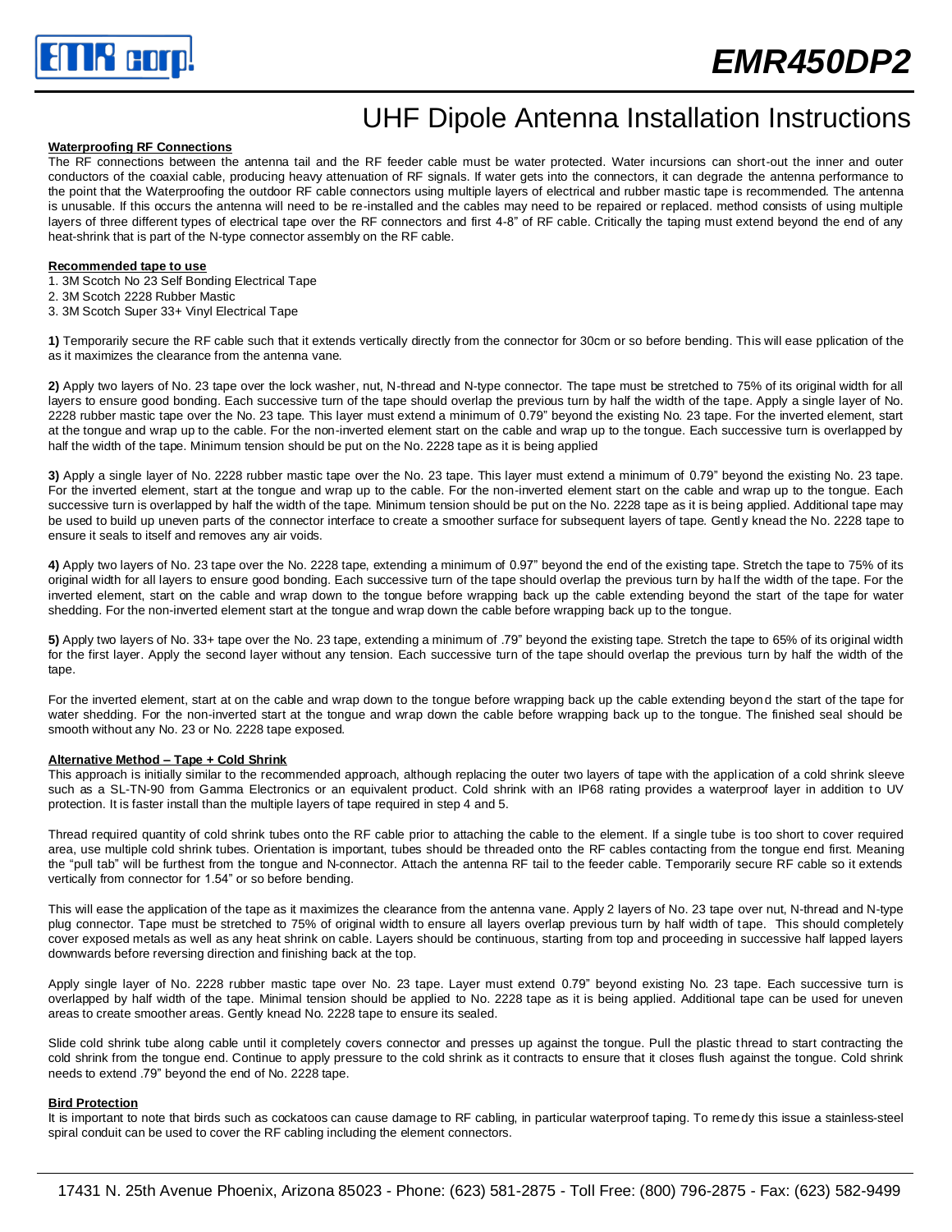# EMR450DP2

## UHF Dipole Antenna Installation Instructions

**Waterproofing RF Connections**

The RF connections between the antenna tail and the RF feeder cable must be water protected. Water incursions can short-out the inner and outer conductors of the coaxial cable, producing heavy attenuation of RF signals. If water gets into the connectors, it can degrade the antenna performance to the point that the Waterproofing the outdoor RF cable connectors using multiple layers of electrical and rubber mastic tape is recommended. The antenna is unusable. If this occurs the antenna will need to be re-installed and the cables may need to be repaired or replaced. method consists of using multiple layers of three different types of electrical tape over the RF connectors and first 4-8" of RF cable. Critically the taping must extend beyond the end of any heat-shrink that is part of the N-type connector assembly on the RF cable.

**Recommended tape to use**

1. 3M Scotch No 23 Self Bonding Electrical Tape
2. 3M Scotch 2228 Rubber Mastic
3. 3M Scotch Super 33+ Vinyl Electrical Tape

**1)** Temporarily secure the RF cable such that it extends vertically directly from the connector for 30cm or so before bending. This will ease pplication of the as it maximizes the clearance from the antenna vane.

**2)** Apply two layers of No. 23 tape over the lock washer, nut, N-thread and N-type connector. The tape must be stretched to 75% of its original width for all layers to ensure good bonding. Each successive turn of the tape should overlap the previous turn by half the width of the tape. Apply a single layer of No. 2228 rubber mastic tape over the No. 23 tape. This layer must extend a minimum of 0.79" beyond the existing No. 23 tape. For the inverted element, start at the tongue and wrap up to the cable. For the non-inverted element start on the cable and wrap up to the tongue. Each successive turn is overlapped by half the width of the tape. Minimum tension should be put on the No. 2228 tape as it is being applied

**3)** Apply a single layer of No. 2228 rubber mastic tape over the No. 23 tape. This layer must extend a minimum of 0.79" beyond the existing No. 23 tape. For the inverted element, start at the tongue and wrap up to the cable. For the non-inverted element start on the cable and wrap up to the tongue. Each successive turn is overlapped by half the width of the tape. Minimum tension should be put on the No. 2228 tape as it is being applied. Additional tape may be used to build up uneven parts of the connector interface to create a smoother surface for subsequent layers of tape. Gently knead the No. 2228 tape to ensure it seals to itself and removes any air voids.

**4)** Apply two layers of No. 23 tape over the No. 2228 tape, extending a minimum of 0.97" beyond the end of the existing tape. Stretch the tape to 75% of its original width for all layers to ensure good bonding. Each successive turn of the tape should overlap the previous turn by half the width of the tape. For the inverted element, start on the cable and wrap down to the tongue before wrapping back up the cable extending beyond the start of the tape for water shedding. For the non-inverted element start at the tongue and wrap down the cable before wrapping back up to the tongue.

**5)** Apply two layers of No. 33+ tape over the No. 23 tape, extending a minimum of .79" beyond the existing tape. Stretch the tape to 65% of its original width for the first layer. Apply the second layer without any tension. Each successive turn of the tape should overlap the previous turn by half the width of the tape.

For the inverted element, start at on the cable and wrap down to the tongue before wrapping back up the cable extending beyond the start of the tape for water shedding. For the non-inverted start at the tongue and wrap down the cable before wrapping back up to the tongue. The finished seal should be smooth without any No. 23 or No. 2228 tape exposed.

**Alternative Method – Tape + Cold Shrink**

This approach is initially similar to the recommended approach, although replacing the outer two layers of tape with the application of a cold shrink sleeve such as a SL-TN-90 from Gamma Electronics or an equivalent product. Cold shrink with an IP68 rating provides a waterproof layer in addition to UV protection. It is faster install than the multiple layers of tape required in step 4 and 5.

Thread required quantity of cold shrink tubes onto the RF cable prior to attaching the cable to the element. If a single tube is too short to cover required area, use multiple cold shrink tubes. Orientation is important, tubes should be threaded onto the RF cables contacting from the tongue end first. Meaning the "pull tab" will be furthest from the tongue and N-connector. Attach the antenna RF tail to the feeder cable. Temporarily secure RF cable so it extends vertically from connector for 1.54" or so before bending.

This will ease the application of the tape as it maximizes the clearance from the antenna vane. Apply 2 layers of No. 23 tape over nut, N-thread and N-type plug connector. Tape must be stretched to 75% of original width to ensure all layers overlap previous turn by half width of tape. This should completely cover exposed metals as well as any heat shrink on cable. Layers should be continuous, starting from top and proceeding in successive half lapped layers downwards before reversing direction and finishing back at the top.

Apply single layer of No. 2228 rubber mastic tape over No. 23 tape. Layer must extend 0.79" beyond existing No. 23 tape. Each successive turn is overlapped by half width of the tape. Minimal tension should be applied to No. 2228 tape as it is being applied. Additional tape can be used for uneven areas to create smoother areas. Gently knead No. 2228 tape to ensure its sealed.

Slide cold shrink tube along cable until it completely covers connector and presses up against the tongue. Pull the plastic thread to start contracting the cold shrink from the tongue end. Continue to apply pressure to the cold shrink as it contracts to ensure that it closes flush against the tongue. Cold shrink needs to extend .79" beyond the end of No. 2228 tape.

**Bird Protection**

It is important to note that birds such as cockatoos can cause damage to RF cabling, in particular waterproof taping. To remedy this issue a stainless-steel spiral conduit can be used to cover the RF cabling including the element connectors.